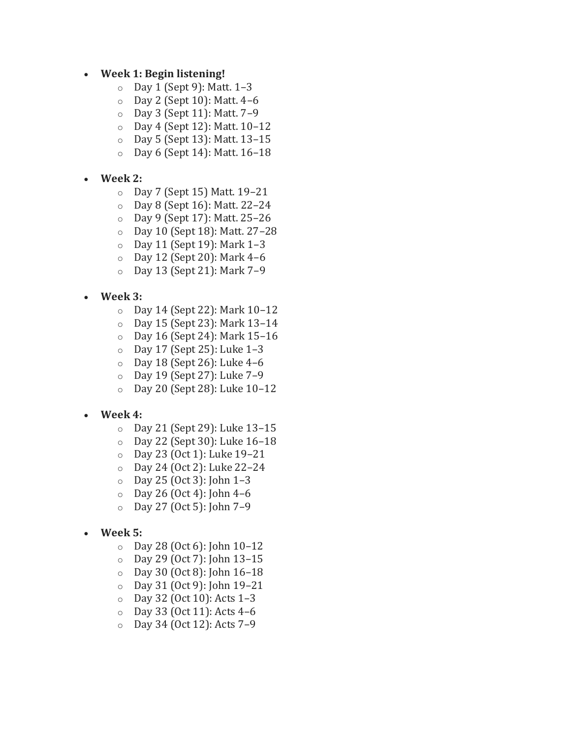- **Week 1: Begin listening!**
  - Day 1 (Sept 9): Matt. 1–3
  - Day 2 (Sept 10): Matt. 4–6
  - Day 3 (Sept 11): Matt. 7–9
  - Day 4 (Sept 12): Matt. 10–12
  - Day 5 (Sept 13): Matt. 13–15
  - Day 6 (Sept 14): Matt. 16–18

- **Week 2:**
  - Day 7 (Sept 15) Matt. 19–21
  - Day 8 (Sept 16): Matt. 22–24
  - Day 9 (Sept 17): Matt. 25–26
  - Day 10 (Sept 18): Matt. 27–28
  - Day 11 (Sept 19): Mark 1–3
  - Day 12 (Sept 20): Mark 4–6
  - Day 13 (Sept 21): Mark 7–9

- **Week 3:**
  - Day 14 (Sept 22): Mark 10–12
  - Day 15 (Sept 23): Mark 13–14
  - Day 16 (Sept 24): Mark 15–16
  - Day 17 (Sept 25): Luke 1–3
  - Day 18 (Sept 26): Luke 4–6
  - Day 19 (Sept 27): Luke 7–9
  - Day 20 (Sept 28): Luke 10–12

- **Week 4:**
  - Day 21 (Sept 29): Luke 13–15
  - Day 22 (Sept 30): Luke 16–18
  - Day 23 (Oct 1): Luke 19–21
  - Day 24 (Oct 2): Luke 22–24
  - Day 25 (Oct 3): John 1–3
  - Day 26 (Oct 4): John 4–6
  - Day 27 (Oct 5): John 7–9

- **Week 5:**
  - Day 28 (Oct 6): John 10–12
  - Day 29 (Oct 7): John 13–15
  - Day 30 (Oct 8): John 16–18
  - Day 31 (Oct 9): John 19–21
  - Day 32 (Oct 10): Acts 1–3
  - Day 33 (Oct 11): Acts 4–6
  - Day 34 (Oct 12): Acts 7–9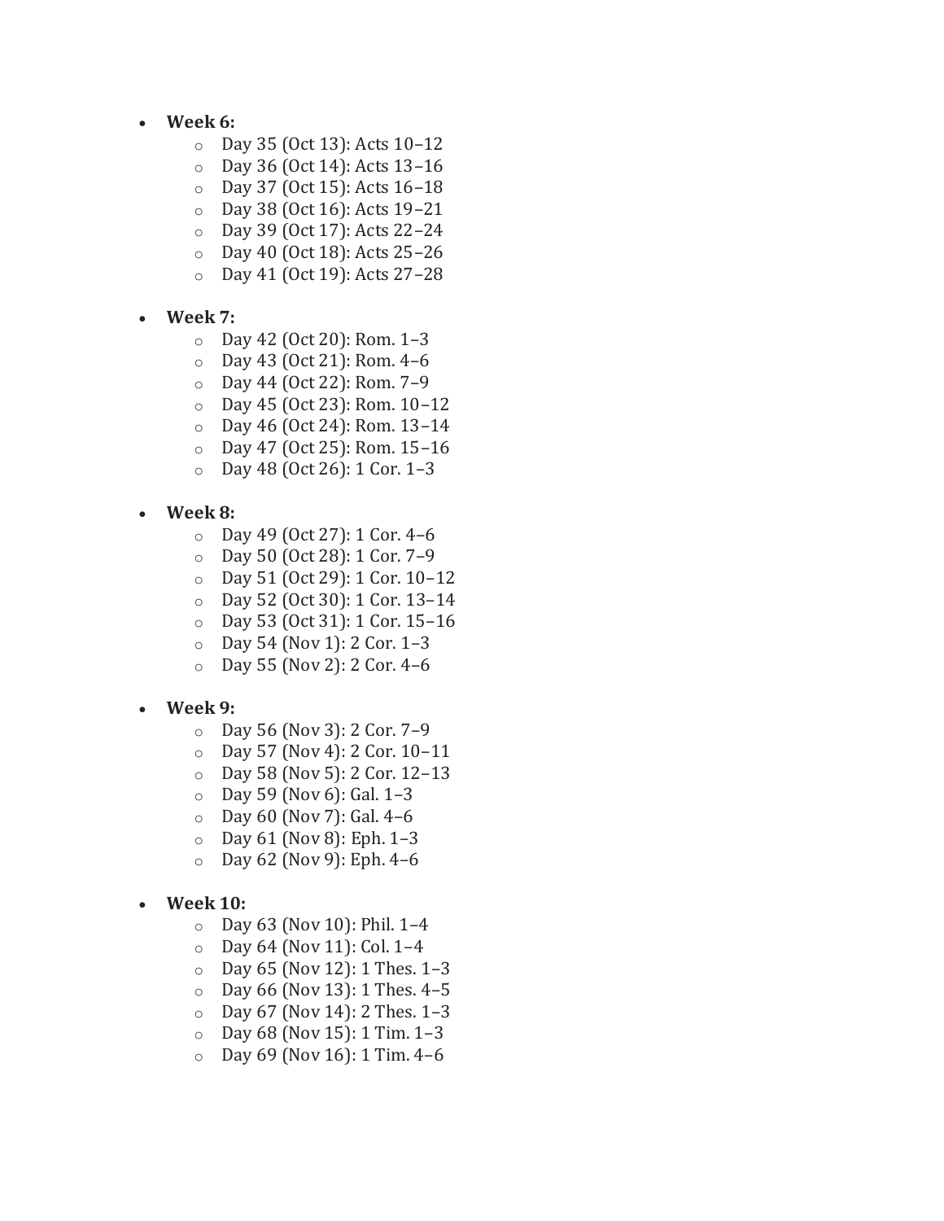- **Week 6:**
    - Day 35 (Oct 13): Acts 10–12
    - Day 36 (Oct 14): Acts 13–16
    - Day 37 (Oct 15): Acts 16–18
    - Day 38 (Oct 16): Acts 19–21
    - Day 39 (Oct 17): Acts 22–24
    - Day 40 (Oct 18): Acts 25–26
    - Day 41 (Oct 19): Acts 27–28

- **Week 7:**
    - Day 42 (Oct 20): Rom. 1–3
    - Day 43 (Oct 21): Rom. 4–6
    - Day 44 (Oct 22): Rom. 7–9
    - Day 45 (Oct 23): Rom. 10–12
    - Day 46 (Oct 24): Rom. 13–14
    - Day 47 (Oct 25): Rom. 15–16
    - Day 48 (Oct 26): 1 Cor. 1–3

- **Week 8:**
    - Day 49 (Oct 27): 1 Cor. 4–6
    - Day 50 (Oct 28): 1 Cor. 7–9
    - Day 51 (Oct 29): 1 Cor. 10–12
    - Day 52 (Oct 30): 1 Cor. 13–14
    - Day 53 (Oct 31): 1 Cor. 15–16
    - Day 54 (Nov 1): 2 Cor. 1–3
    - Day 55 (Nov 2): 2 Cor. 4–6

- **Week 9:**
    - Day 56 (Nov 3): 2 Cor. 7–9
    - Day 57 (Nov 4): 2 Cor. 10–11
    - Day 58 (Nov 5): 2 Cor. 12–13
    - Day 59 (Nov 6): Gal. 1–3
    - Day 60 (Nov 7): Gal. 4–6
    - Day 61 (Nov 8): Eph. 1–3
    - Day 62 (Nov 9): Eph. 4–6

- **Week 10:**
    - Day 63 (Nov 10): Phil. 1–4
    - Day 64 (Nov 11): Col. 1–4
    - Day 65 (Nov 12): 1 Thes. 1–3
    - Day 66 (Nov 13): 1 Thes. 4–5
    - Day 67 (Nov 14): 2 Thes. 1–3
    - Day 68 (Nov 15): 1 Tim. 1–3
    - Day 69 (Nov 16): 1 Tim. 4–6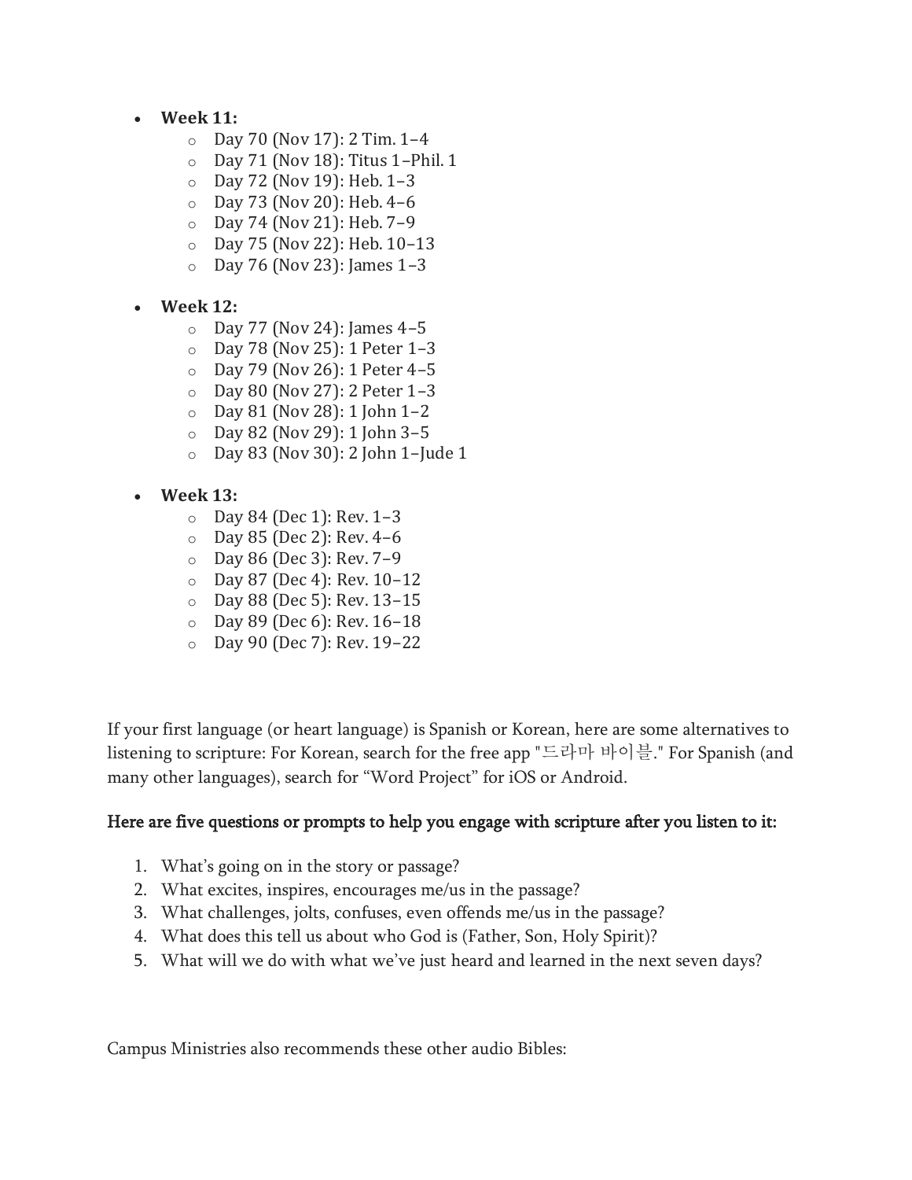- **Week 11:**
  - Day 70 (Nov 17): 2 Tim. 1–4
  - Day 71 (Nov 18): Titus 1–Phil. 1
  - Day 72 (Nov 19): Heb. 1–3
  - Day 73 (Nov 20): Heb. 4–6
  - Day 74 (Nov 21): Heb. 7–9
  - Day 75 (Nov 22): Heb. 10–13
  - Day 76 (Nov 23): James 1–3

- **Week 12:**
  - Day 77 (Nov 24): James 4–5
  - Day 78 (Nov 25): 1 Peter 1–3
  - Day 79 (Nov 26): 1 Peter 4–5
  - Day 80 (Nov 27): 2 Peter 1–3
  - Day 81 (Nov 28): 1 John 1–2
  - Day 82 (Nov 29): 1 John 3–5
  - Day 83 (Nov 30): 2 John 1–Jude 1

- **Week 13:**
  - Day 84 (Dec 1): Rev. 1–3
  - Day 85 (Dec 2): Rev. 4–6
  - Day 86 (Dec 3): Rev. 7–9
  - Day 87 (Dec 4): Rev. 10–12
  - Day 88 (Dec 5): Rev. 13–15
  - Day 89 (Dec 6): Rev. 16–18
  - Day 90 (Dec 7): Rev. 19–22

If your first language (or heart language) is Spanish or Korean, here are some alternatives to listening to scripture: For Korean, search for the free app "드라마 바이블." For Spanish (and many other languages), search for "Word Project" for iOS or Android.

## Here are five questions or prompts to help you engage with scripture after you listen to it:

1. What's going on in the story or passage?
2. What excites, inspires, encourages me/us in the passage?
3. What challenges, jolts, confuses, even offends me/us in the passage?
4. What does this tell us about who God is (Father, Son, Holy Spirit)?
5. What will we do with what we've just heard and learned in the next seven days?

Campus Ministries also recommends these other audio Bibles: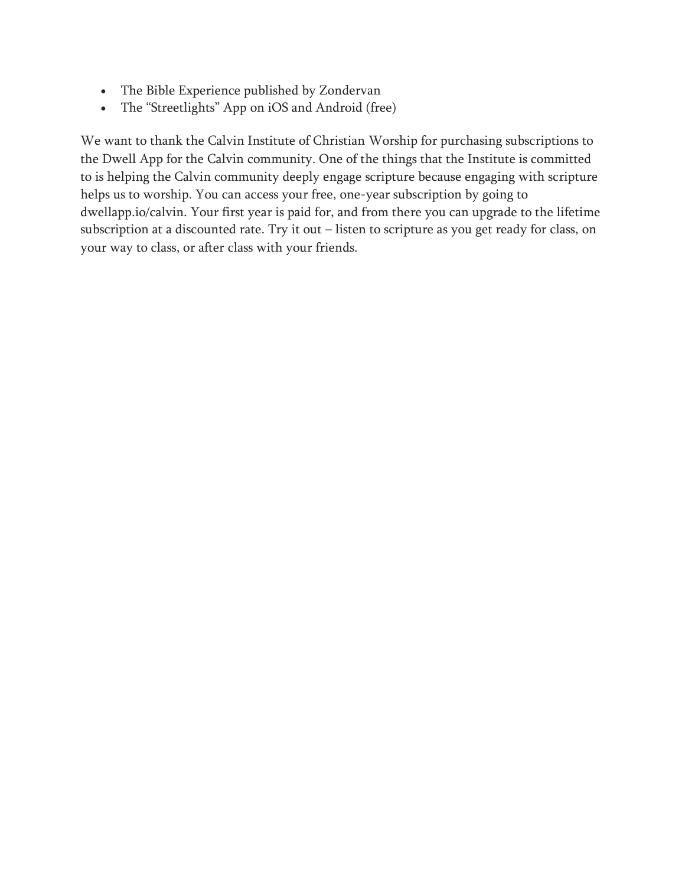- The Bible Experience published by Zondervan
- The “Streetlights” App on iOS and Android (free)

We want to thank the Calvin Institute of Christian Worship for purchasing subscriptions to the Dwell App for the Calvin community. One of the things that the Institute is committed to is helping the Calvin community deeply engage scripture because engaging with scripture helps us to worship. You can access your free, one-year subscription by going to dwellapp.io/calvin. Your first year is paid for, and from there you can upgrade to the lifetime subscription at a discounted rate. Try it out – listen to scripture as you get ready for class, on your way to class, or after class with your friends.